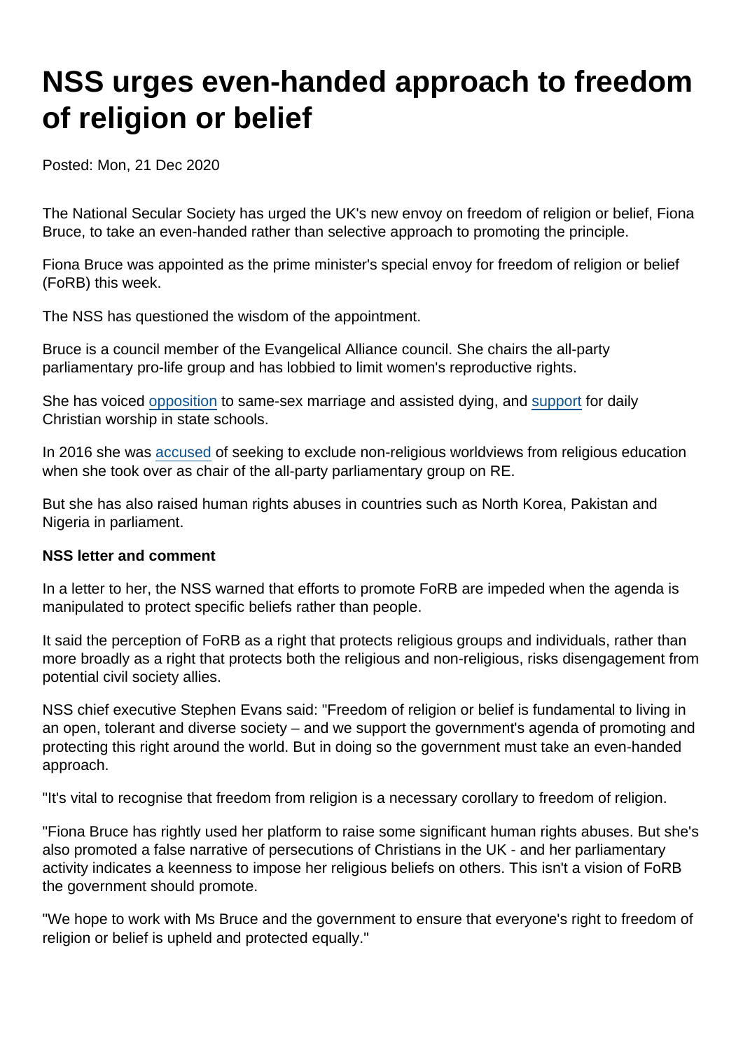# NSS urges even-handed approach to freedom of religion or belief

Posted: Mon, 21 Dec 2020

The National Secular Society has urged the UK's new envoy on freedom of religion or belief, Fiona Bruce, to take an even-handed rather than selective approach to promoting the principle.

Fiona Bruce was appointed as the prime minister's special envoy for freedom of religion or belief (FoRB) this week.

The NSS has questioned the wisdom of the appointment.

Bruce is a council member of the Evangelical Alliance council. She chairs the all-party parliamentary pro-life group and has lobbied to limit women's reproductive rights.

She has voiced opposition to same-sex marriage and assisted dying, and support for daily Christian worship in state schools.

In 2016 she was accused of seeking to exclude non-religious worldviews from religious education when she took over as chair of the all-party parliamentary group on RE.

But she has also raised human rights abuses in countries such as North Korea, Pakistan and Nigeria in parliament.

**NSS letter and comment**

In a letter to her, the NSS warned that efforts to promote FoRB are impeded when the agenda is manipulated to protect specific beliefs rather than people.

It said the perception of FoRB as a right that protects religious groups and individuals, rather than more broadly as a right that protects both the religious and non-religious, risks disengagement from potential civil society allies.

NSS chief executive Stephen Evans said: "Freedom of religion or belief is fundamental to living in an open, tolerant and diverse society – and we support the government's agenda of promoting and protecting this right around the world. But in doing so the government must take an even-handed approach.

"It's vital to recognise that freedom from religion is a necessary corollary to freedom of religion.

"Fiona Bruce has rightly used her platform to raise some significant human rights abuses. But she's also promoted a false narrative of persecutions of Christians in the UK - and her parliamentary activity indicates a keenness to impose her religious beliefs on others. This isn't a vision of FoRB the government should promote.

"We hope to work with Ms Bruce and the government to ensure that everyone's right to freedom of religion or belief is upheld and protected equally."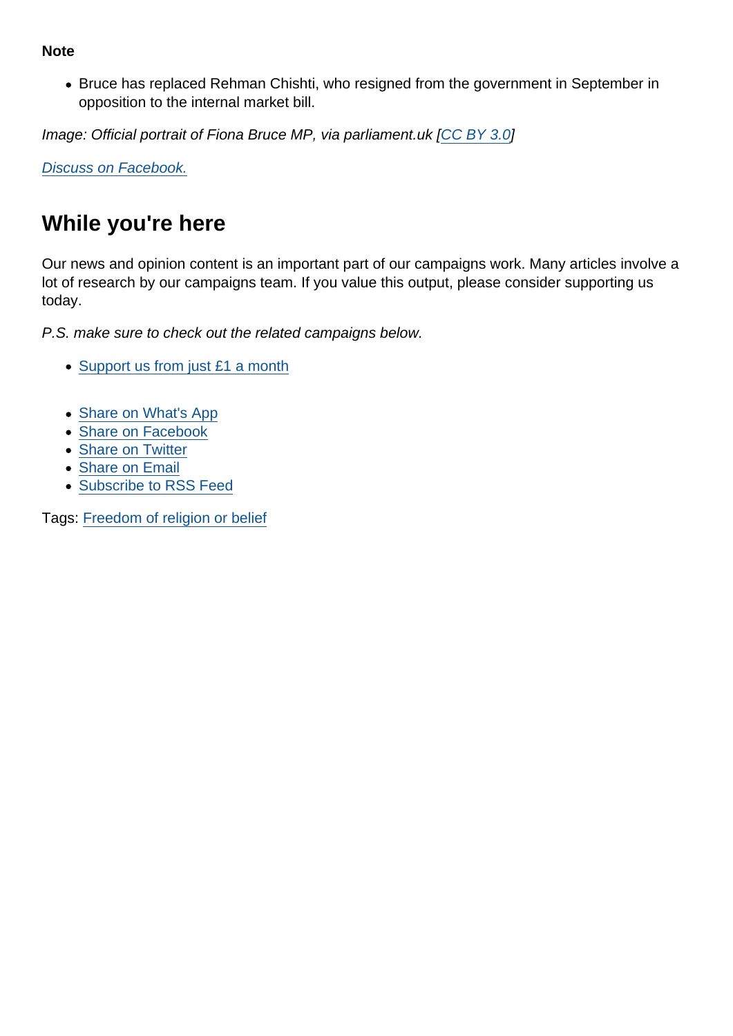**Note**

- Bruce has replaced Rehman Chishti, who resigned from the government in September in opposition to the internal market bill.

*Image: Official portrait of Fiona Bruce MP, via parliament.uk [CC BY 3.0]*

Discuss on Facebook.

## While you're here

Our news and opinion content is an important part of our campaigns work. Many articles involve a lot of research by our campaigns team. If you value this output, please consider supporting us today.

*P.S. make sure to check out the related campaigns below.*

- Support us from just £1 a month

- Share on What's App
- Share on Facebook
- Share on Twitter
- Share on Email
- Subscribe to RSS Feed

Tags: Freedom of religion or belief